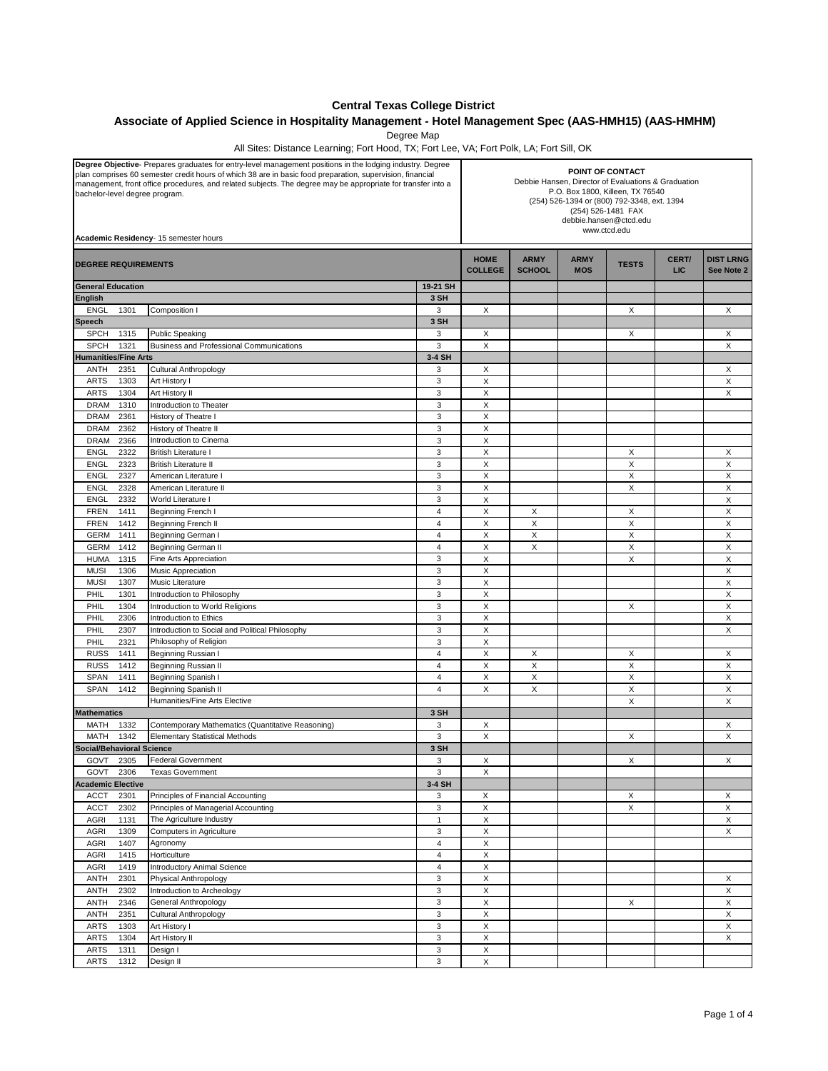# Central Texas College District

## Associate of Applied Science in Hospitality Management - Hotel Management Spec (AAS-HMH15) (AAS-HMHM)

Degree Map

All Sites: Distance Learning; Fort Hood, TX; Fort Lee, VA; Fort Polk, LA; Fort Sill, OK

**Degree Objective**- Prepares graduates for entry-level management positions in the lodging industry. Degree plan comprises 60 semester credit hours of which 38 are in basic food preparation, supervision, financial management, front office procedures, and related subjects. The degree may be appropriate for transfer into a bachelor-level degree program.

**Academic Residency**- 15 semester hours

**POINT OF CONTACT**
Debbie Hansen, Director of Evaluations & Graduation
P.O. Box 1800, Killeen, TX 76540
(254) 526-1394 or (800) 792-3348, ext. 1394
(254) 526-1481 FAX
debbie.hansen@ctcd.edu
www.ctcd.edu

| DEGREE REQUIREMENTS | | | | HOME COLLEGE | ARMY SCHOOL | ARMY MOS | TESTS | CERT/ LIC | DIST LRNG See Note 2 |
|---|---|---|---|---|---|---|---|---|---|
| **General Education** | | | **19-21 SH** | | | | | | |
| **English** | | | **3 SH** | | | | | | |
| ENGL | 1301 | Composition I | 3 | X | | | X | | X |
| **Speech** | | | **3 SH** | | | | | | |
| SPCH | 1315 | Public Speaking | 3 | X | | | X | | X |
| SPCH | 1321 | Business and Professional Communications | 3 | X | | | | | X |
| **Humanities/Fine Arts** | | | **3-4 SH** | | | | | | |
| ANTH | 2351 | Cultural Anthropology | 3 | X | | | | | X |
| ARTS | 1303 | Art History I | 3 | X | | | | | X |
| ARTS | 1304 | Art History II | 3 | X | | | | | X |
| DRAM | 1310 | Introduction to Theater | 3 | X | | | | | |
| DRAM | 2361 | History of Theatre I | 3 | X | | | | | |
| DRAM | 2362 | History of Theatre II | 3 | X | | | | | |
| DRAM | 2366 | Introduction to Cinema | 3 | X | | | | | |
| ENGL | 2322 | British Literature I | 3 | X | | | X | | X |
| ENGL | 2323 | British Literature II | 3 | X | | | X | | X |
| ENGL | 2327 | American Literature I | 3 | X | | | X | | X |
| ENGL | 2328 | American Literature II | 3 | X | | | X | | X |
| ENGL | 2332 | World Literature I | 3 | X | | | | | X |
| FREN | 1411 | Beginning French I | 4 | X | X | | X | | X |
| FREN | 1412 | Beginning French II | 4 | X | X | | X | | X |
| GERM | 1411 | Beginning German I | 4 | X | X | | X | | X |
| GERM | 1412 | Beginning German II | 4 | X | X | | X | | X |
| HUMA | 1315 | Fine Arts Appreciation | 3 | X | | | X | | X |
| MUSI | 1306 | Music Appreciation | 3 | X | | | | | X |
| MUSI | 1307 | Music Literature | 3 | X | | | | | X |
| PHIL | 1301 | Introduction to Philosophy | 3 | X | | | | | X |
| PHIL | 1304 | Introduction to World Religions | 3 | X | | | X | | X |
| PHIL | 2306 | Introduction to Ethics | 3 | X | | | | | X |
| PHIL | 2307 | Introduction to Social and Political Philosophy | 3 | X | | | | | X |
| PHIL | 2321 | Philosophy of Religion | 3 | X | | | | | |
| RUSS | 1411 | Beginning Russian I | 4 | X | X | | X | | X |
| RUSS | 1412 | Beginning Russian II | 4 | X | X | | X | | X |
| SPAN | 1411 | Beginning Spanish I | 4 | X | X | | X | | X |
| SPAN | 1412 | Beginning Spanish II | 4 | X | X | | X | | X |
| | | Humanities/Fine Arts Elective | | | | | X | | X |
| **Mathematics** | | | **3 SH** | | | | | | |
| MATH | 1332 | Contemporary Mathematics (Quantitative Reasoning) | 3 | X | | | | | X |
| MATH | 1342 | Elementary Statistical Methods | 3 | X | | | X | | X |
| **Social/Behavioral Science** | | | **3 SH** | | | | | | |
| GOVT | 2305 | Federal Government | 3 | X | | | X | | X |
| GOVT | 2306 | Texas Government | 3 | X | | | | | |
| **Academic Elective** | | | **3-4 SH** | | | | | | |
| ACCT | 2301 | Principles of Financial Accounting | 3 | X | | | X | | X |
| ACCT | 2302 | Principles of Managerial Accounting | 3 | X | | | X | | X |
| AGRI | 1131 | The Agriculture Industry | 1 | X | | | | | X |
| AGRI | 1309 | Computers in Agriculture | 3 | X | | | | | X |
| AGRI | 1407 | Agronomy | 4 | X | | | | | |
| AGRI | 1415 | Horticulture | 4 | X | | | | | |
| AGRI | 1419 | Introductory Animal Science | 4 | X | | | | | |
| ANTH | 2301 | Physical Anthropology | 3 | X | | | | | X |
| ANTH | 2302 | Introduction to Archeology | 3 | X | | | | | X |
| ANTH | 2346 | General Anthropology | 3 | X | | | X | | X |
| ANTH | 2351 | Cultural Anthropology | 3 | X | | | | | X |
| ARTS | 1303 | Art History I | 3 | X | | | | | X |
| ARTS | 1304 | Art History II | 3 | X | | | | | X |
| ARTS | 1311 | Design I | 3 | X | | | | | |
| ARTS | 1312 | Design II | 3 | X | | | | | |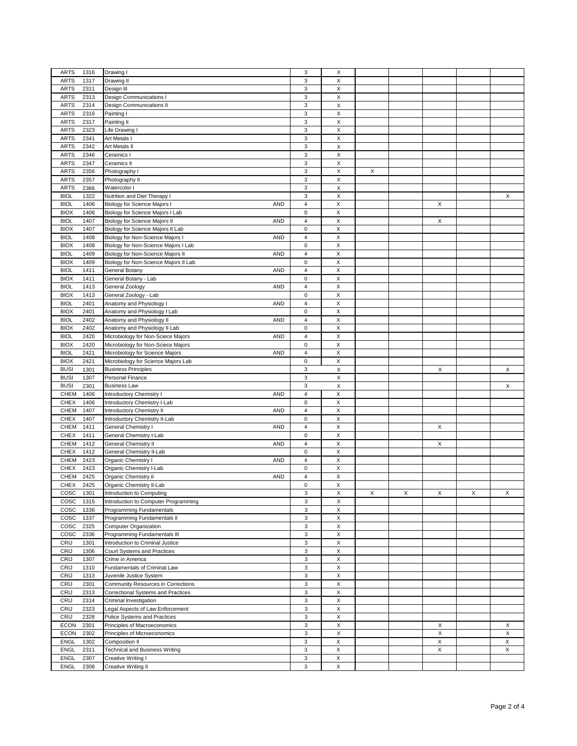| | | | | | | | | | | |
|---|---|---|---|---|---|---|---|---|---|---|
| ARTS | 1316 | Drawing I | | 3 | X | | | | | |
| ARTS | 1317 | Drawing II | | 3 | X | | | | | |
| ARTS | 2311 | Design III | | 3 | X | | | | | |
| ARTS | 2313 | Design Communications I | | 3 | X | | | | | |
| ARTS | 2314 | Design Communications II | | 3 | X | | | | | |
| ARTS | 2316 | Painting I | | 3 | X | | | | | |
| ARTS | 2317 | Painting II | | 3 | X | | | | | |
| ARTS | 2323 | Life Drawing I | | 3 | X | | | | | |
| ARTS | 2341 | Art Metals I | | 3 | X | | | | | |
| ARTS | 2342 | Art Metals II | | 3 | X | | | | | |
| ARTS | 2346 | Ceramics I | | 3 | X | | | | | |
| ARTS | 2347 | Ceramics II | | 3 | X | | | | | |
| ARTS | 2356 | Photography I | | 3 | X | X | | | | |
| ARTS | 2357 | Photography II | | 3 | X | | | | | |
| ARTS | 2366 | Watercolor I | | 3 | X | | | | | |
| BIOL | 1322 | Nutrition and Diet Therapy I | | 3 | X | | | | | X |
| BIOL | 1406 | Biology for Science Majors I | AND | 4 | X | | | X | | |
| BIOX | 1406 | Biology for Science Majors I Lab | | 0 | X | | | | | |
| BIOL | 1407 | Biology for Science Majors II | AND | 4 | X | | | X | | |
| BIOX | 1407 | Biology for Science Majors II Lab | | 0 | X | | | | | |
| BIOL | 1408 | Biology for Non-Science Majors I | AND | 4 | X | | | | | |
| BIOX | 1408 | Biology for Non-Science Majors I Lab | | 0 | X | | | | | |
| BIOL | 1409 | Biology for Non-Science Majors II | AND | 4 | X | | | | | |
| BIOX | 1409 | Biology for Non-Science Majors II Lab | | 0 | X | | | | | |
| BIOL | 1411 | General Botany | AND | 4 | X | | | | | |
| BIOX | 1411 | General Botany - Lab | | 0 | X | | | | | |
| BIOL | 1413 | General Zoology | AND | 4 | X | | | | | |
| BIOX | 1413 | General Zoology - Lab | | 0 | X | | | | | |
| BIOL | 2401 | Anatomy and Physiology I | AND | 4 | X | | | | | |
| BIOX | 2401 | Anatomy and Physiology I Lab | | 0 | X | | | | | |
| BIOL | 2402 | Anatomy and Physiology II | AND | 4 | X | | | | | |
| BIOX | 2402 | Anatomy and Physiology II Lab | | 0 | X | | | | | |
| BIOL | 2420 | Microbiology for Non-Sciece Majors | AND | 4 | X | | | | | |
| BIOX | 2420 | Microbiology for Non-Sciece Majors | | 0 | X | | | | | |
| BIOL | 2421 | Microbiology for Science Majors | AND | 4 | X | | | | | |
| BIOX | 2421 | Microbiology for Science Majors Lab | | 0 | X | | | | | |
| BUSI | 1301 | Business Principles | | 3 | X | | | X | | X |
| BUSI | 1307 | Personal Finance | | 3 | X | | | | | |
| BUSI | 2301 | Business Law | | 3 | X | | | | | X |
| CHEM | 1406 | Introductory Chemistry I | AND | 4 | X | | | | | |
| CHEX | 1406 | Introductory Chemistry I-Lab | | 0 | X | | | | | |
| CHEM | 1407 | Introductory Chemistry II | AND | 4 | X | | | | | |
| CHEX | 1407 | Introductory Chemistry II-Lab | | 0 | X | | | | | |
| CHEM | 1411 | General Chemistry I | AND | 4 | X | | | X | | |
| CHEX | 1411 | General Chemistry I-Lab | | 0 | X | | | | | |
| CHEM | 1412 | General Chemistry II | AND | 4 | X | | | X | | |
| CHEX | 1412 | General Chemistry II-Lab | | 0 | X | | | | | |
| CHEM | 2423 | Organic Chemistry I | AND | 4 | X | | | | | |
| CHEX | 2423 | Organic Chemistry I-Lab | | 0 | X | | | | | |
| CHEM | 2425 | Organic Chemistry II | AND | 4 | X | | | | | |
| CHEX | 2425 | Organic Chemistry II-Lab | | 0 | X | | | | | |
| COSC | 1301 | Introduction to Computing | | 3 | X | X | X | X | X | X |
| COSC | 1315 | Introduction to Computer Programming | | 3 | X | | | | | |
| COSC | 1336 | Programming Fundamentals | | 3 | X | | | | | |
| COSC | 1337 | Programming Fundamentals II | | 3 | X | | | | | |
| COSC | 2325 | Computer Organization | | 3 | X | | | | | |
| COSC | 2336 | Programming Fundamentals III | | 3 | X | | | | | |
| CRIJ | 1301 | Introduction to Criminal Justice | | 3 | X | | | | | |
| CRIJ | 1306 | Court Systems and Practices | | 3 | X | | | | | |
| CRIJ | 1307 | Crime in America | | 3 | X | | | | | |
| CRIJ | 1310 | Fundamentals of Criminal Law | | 3 | X | | | | | |
| CRIJ | 1313 | Juvenile Justice System | | 3 | X | | | | | |
| CRIJ | 2301 | Community Resources in Corrections | | 3 | X | | | | | |
| CRIJ | 2313 | Correctional Systems and Practices | | 3 | X | | | | | |
| CRIJ | 2314 | Criminal Investigation | | 3 | X | | | | | |
| CRIJ | 2323 | Legal Aspects of Law Enforcement | | 3 | X | | | | | |
| CRIJ | 2328 | Police Systems and Practices | | 3 | X | | | | | |
| ECON | 2301 | Principles of Macroeconomics | | 3 | X | | | X | | X |
| ECON | 2302 | Principles of Microeconomics | | 3 | X | | | X | | X |
| ENGL | 1302 | Composition II | | 3 | X | | | X | | X |
| ENGL | 2311 | Technical and Business Writing | | 3 | X | | | X | | X |
| ENGL | 2307 | Creative Writing I | | 3 | X | | | | | |
| ENGL | 2308 | Creative Writing II | | 3 | X | | | | | |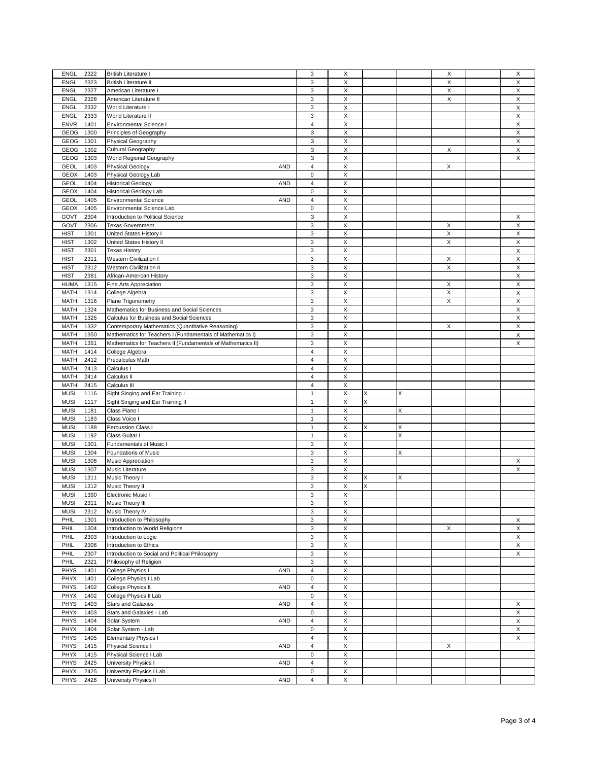| | | | | | | | | | | |
|---|---|---|---|---|---|---|---|---|---|---|
| ENGL | 2322 | British Literature I | | 3 | X | | | X | | X |
| ENGL | 2323 | British Literature II | | 3 | X | | | X | | X |
| ENGL | 2327 | American Literature I | | 3 | X | | | X | | X |
| ENGL | 2328 | American Literature II | | 3 | X | | | X | | X |
| ENGL | 2332 | World Literature I | | 3 | X | | | | | X |
| ENGL | 2333 | World Literature II | | 3 | X | | | | | X |
| ENVR | 1401 | Environmental Science I | | 4 | X | | | | | X |
| GEOG | 1300 | Principles of Geography | | 3 | X | | | | | X |
| GEOG | 1301 | Physical Geography | | 3 | X | | | | | X |
| GEOG | 1302 | Cultural Geography | | 3 | X | | | X | | X |
| GEOG | 1303 | World Regional Geography | | 3 | X | | | | | X |
| GEOL | 1403 | Physical Geology | AND | 4 | X | | | X | | |
| GEOX | 1403 | Physical Geology Lab | | 0 | X | | | | | |
| GEOL | 1404 | Historical Geology | AND | 4 | X | | | | | |
| GEOX | 1404 | Historical Geology Lab | | 0 | X | | | | | |
| GEOL | 1405 | Environmental Science | AND | 4 | X | | | | | |
| GEOX | 1405 | Environmental Science Lab | | 0 | X | | | | | |
| GOVT | 2304 | Introduction to Political Science | | 3 | X | | | | | X |
| GOVT | 2306 | Texas Government | | 3 | X | | | X | | X |
| HIST | 1301 | United States History I | | 3 | X | | | X | | X |
| HIST | 1302 | United States History II | | 3 | X | | | X | | X |
| HIST | 2301 | Texas History | | 3 | X | | | | | X |
| HIST | 2311 | Western Civilization I | | 3 | X | | | X | | X |
| HIST | 2312 | Western Civilization II | | 3 | X | | | X | | X |
| HIST | 2381 | African-American History | | 3 | X | | | | | X |
| HUMA | 1315 | Fine Arts Appreciation | | 3 | X | | | X | | X |
| MATH | 1314 | College Algebra | | 3 | X | | | X | | X |
| MATH | 1316 | Plane Trigonometry | | 3 | X | | | X | | X |
| MATH | 1324 | Mathematics for Business and Social Sciences | | 3 | X | | | | | X |
| MATH | 1325 | Calculus for Business and Social Sciences | | 3 | X | | | | | X |
| MATH | 1332 | Contemporary Mathematics (Quantitative Reasoning) | | 3 | X | | | X | | X |
| MATH | 1350 | Mathematics for Teachers I (Fundamentals of Mathematics I) | | 3 | X | | | | | X |
| MATH | 1351 | Mathematics for Teachers II (Fundamentals of Mathematics II) | | 3 | X | | | | | X |
| MATH | 1414 | College Algebra | | 4 | X | | | | | |
| MATH | 2412 | Precalculus Math | | 4 | X | | | | | |
| MATH | 2413 | Calculus I | | 4 | X | | | | | |
| MATH | 2414 | Calculus II | | 4 | X | | | | | |
| MATH | 2415 | Calculus III | | 4 | X | | | | | |
| MUSI | 1116 | Sight Singing and Ear Training I | | 1 | X | X | X | | | |
| MUSI | 1117 | Sight Singing and Ear Training II | | 1 | X | X | | | | |
| MUSI | 1181 | Class Piano I | | 1 | X | | X | | | |
| MUSI | 1183 | Class Voice I | | 1 | X | | | | | |
| MUSI | 1188 | Percussion Class I | | 1 | X | X | X | | | |
| MUSI | 1192 | Class Guitar I | | 1 | X | | X | | | |
| MUSI | 1301 | Fundamentals of Music I | | 3 | X | | | | | |
| MUSI | 1304 | Foundations of Music | | 3 | X | | X | | | |
| MUSI | 1306 | Music Appreciation | | 3 | X | | | | | X |
| MUSI | 1307 | Music Literature | | 3 | X | | | | | X |
| MUSI | 1311 | Music Theory I | | 3 | X | X | X | | | |
| MUSI | 1312 | Music Theory II | | 3 | X | X | | | | |
| MUSI | 1390 | Electronic Music I | | 3 | X | | | | | |
| MUSI | 2311 | Music Theory III | | 3 | X | | | | | |
| MUSI | 2312 | Music Theory IV | | 3 | X | | | | | |
| PHIL | 1301 | Introduction to Philosophy | | 3 | X | | | | | X |
| PHIL | 1304 | Introduction to World Religions | | 3 | X | | | X | | X |
| PHIL | 2303 | Introduction to Logic | | 3 | X | | | | | X |
| PHIL | 2306 | Introduction to Ethics | | 3 | X | | | | | X |
| PHIL | 2307 | Introduction to Social and Political Philosophy | | 3 | X | | | | | X |
| PHIL | 2321 | Philosophy of Religion | | 3 | X | | | | | |
| PHYS | 1401 | College Physics I | AND | 4 | X | | | | | |
| PHYX | 1401 | College Physics I Lab | | 0 | X | | | | | |
| PHYS | 1402 | College Physics II | AND | 4 | X | | | | | |
| PHYX | 1402 | College Physics II Lab | | 0 | X | | | | | |
| PHYS | 1403 | Stars and Galaxies | AND | 4 | X | | | | | X |
| PHYX | 1403 | Stars and Galaxies - Lab | | 0 | X | | | | | X |
| PHYS | 1404 | Solar System | AND | 4 | X | | | | | X |
| PHYX | 1404 | Solar System - Lab | | 0 | X | | | | | X |
| PHYS | 1405 | Elementary Physics I | | 4 | X | | | | | X |
| PHYS | 1415 | Physical Science I | AND | 4 | X | | | X | | |
| PHYX | 1415 | Physical Science I Lab | | 0 | X | | | | | |
| PHYS | 2425 | University Physics I | AND | 4 | X | | | | | |
| PHYX | 2425 | University Physics I Lab | | 0 | X | | | | | |
| PHYS | 2426 | University Physics II | AND | 4 | X | | | | | |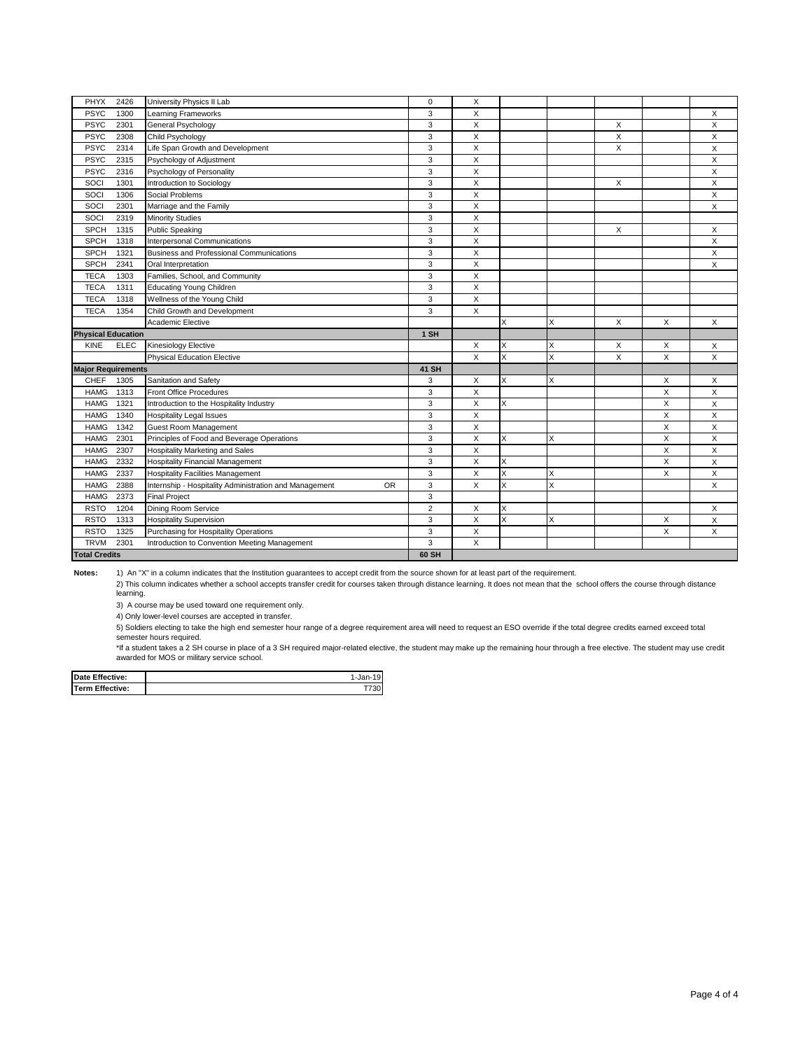| | | | | | | | | | |
|---|---|---|---|---|---|---|---|---|---|
| PHYX | 2426 | University Physics II Lab | 0 | X | | | | | |
| PSYC | 1300 | Learning Frameworks | 3 | X | | | | | X |
| PSYC | 2301 | General Psychology | 3 | X | | | X | | X |
| PSYC | 2308 | Child Psychology | 3 | X | | | X | | X |
| PSYC | 2314 | Life Span Growth and Development | 3 | X | | | X | | X |
| PSYC | 2315 | Psychology of Adjustment | 3 | X | | | | | X |
| PSYC | 2316 | Psychology of Personality | 3 | X | | | | | X |
| SOCI | 1301 | Introduction to Sociology | 3 | X | | | X | | X |
| SOCI | 1306 | Social Problems | 3 | X | | | | | X |
| SOCI | 2301 | Marriage and the Family | 3 | X | | | | | X |
| SOCI | 2319 | Minority Studies | 3 | X | | | | | |
| SPCH | 1315 | Public Speaking | 3 | X | | | X | | X |
| SPCH | 1318 | Interpersonal Communications | 3 | X | | | | | X |
| SPCH | 1321 | Business and Professional Communications | 3 | X | | | | | X |
| SPCH | 2341 | Oral Interpretation | 3 | X | | | | | X |
| TECA | 1303 | Families, School, and Community | 3 | X | | | | | |
| TECA | 1311 | Educating Young Children | 3 | X | | | | | |
| TECA | 1318 | Wellness of the Young Child | 3 | X | | | | | |
| TECA | 1354 | Child Growth and Development | 3 | X | | | | | |
| | | Academic Elective | | | X | X | X | X | X |
| **Physical Education** | | | **1 SH** | | | | | | |
| KINE | ELEC | Kinesiology Elective | | X | X | X | X | X | X |
| | | Physical Education Elective | | X | X | X | X | X | X |
| **Major Requirements** | | | **41 SH** | | | | | | |
| CHEF | 1305 | Sanitation and Safety | 3 | X | X | X | | X | X |
| HAMG | 1313 | Front Office Procedures | 3 | X | | | | X | X |
| HAMG | 1321 | Introduction to the Hospitality Industry | 3 | X | X | | | X | X |
| HAMG | 1340 | Hospitality Legal Issues | 3 | X | | | | X | X |
| HAMG | 1342 | Guest Room Management | 3 | X | | | | X | X |
| HAMG | 2301 | Principles of Food and Beverage Operations | 3 | X | X | X | | X | X |
| HAMG | 2307 | Hospitality Marketing and Sales | 3 | X | | | | X | X |
| HAMG | 2332 | Hospitality Financial Management | 3 | X | X | | | X | X |
| HAMG | 2337 | Hospitality Facilities Management | 3 | X | X | X | | X | X |
| HAMG | 2388 | Internship - Hospitality Administration and Management OR | 3 | X | X | X | | | X |
| HAMG | 2373 | Final Project | 3 | | | | | | |
| RSTO | 1204 | Dining Room Service | 2 | X | X | | | | X |
| RSTO | 1313 | Hospitality Supervision | 3 | X | X | X | | X | X |
| RSTO | 1325 | Purchasing for Hospitality Operations | 3 | X | | | | X | X |
| TRVM | 2301 | Introduction to Convention Meeting Management | 3 | X | | | | | |
| **Total Credits** | | | **60 SH** | | | | | | |

**Notes:**

1) An "X" in a column indicates that the Institution guarantees to accept credit from the source shown for at least part of the requirement.

2) This column indicates whether a school accepts transfer credit for courses taken through distance learning. It does not mean that the school offers the course through distance learning.

3) A course may be used toward one requirement only.

4) Only lower-level courses are accepted in transfer.

5) Soldiers electing to take the high end semester hour range of a degree requirement area will need to request an ESO override if the total degree credits earned exceed total semester hours required.

*If a student takes a 2 SH course in place of a 3 SH required major-related elective, the student may make up the remaining hour through a free elective. The student may use credit awarded for MOS or military service school.

| | |
|---|---|
| **Date Effective:** | 1-Jan-19 |
| **Term Effective:** | T730 |